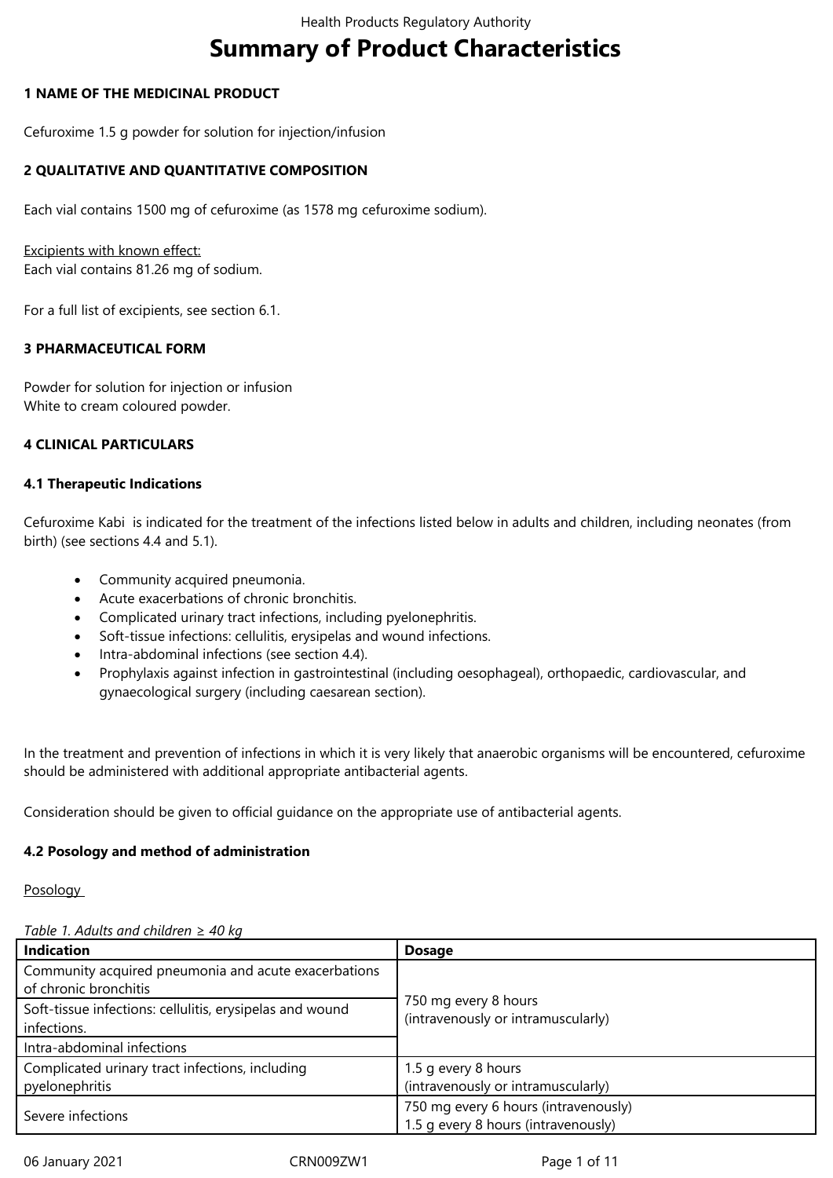# Summary of Product Characteristics

## 1 NAME OF THE MEDICINAL PRODUCT

Cefuroxime 1.5 g powder for solution for injection/infusion

## 2 QUALITATIVE AND QUANTITATIVE COMPOSITION

Each vial contains 1500 mg of cefuroxime (as 1578 mg cefuroxime sodium).

Excipients with known effect:
Each vial contains 81.26 mg of sodium.

For a full list of excipients, see section 6.1.

## 3 PHARMACEUTICAL FORM

Powder for solution for injection or infusion
White to cream coloured powder.

## 4 CLINICAL PARTICULARS

### 4.1 Therapeutic Indications

Cefuroxime Kabi is indicated for the treatment of the infections listed below in adults and children, including neonates (from birth) (see sections 4.4 and 5.1).

- Community acquired pneumonia.
- Acute exacerbations of chronic bronchitis.
- Complicated urinary tract infections, including pyelonephritis.
- Soft-tissue infections: cellulitis, erysipelas and wound infections.
- Intra-abdominal infections (see section 4.4).
- Prophylaxis against infection in gastrointestinal (including oesophageal), orthopaedic, cardiovascular, and gynaecological surgery (including caesarean section).

In the treatment and prevention of infections in which it is very likely that anaerobic organisms will be encountered, cefuroxime should be administered with additional appropriate antibacterial agents.

Consideration should be given to official guidance on the appropriate use of antibacterial agents.

### 4.2 Posology and method of administration

Posology

*Table 1. Adults and children ≥ 40 kg*

| Indication | Dosage |
|---|---|
| Community acquired pneumonia and acute exacerbations of chronic bronchitis | 750 mg every 8 hours (intravenously or intramuscularly) |
| Soft-tissue infections: cellulitis, erysipelas and wound infections. | |
| Intra-abdominal infections | |
| Complicated urinary tract infections, including pyelonephritis | 1.5 g every 8 hours (intravenously or intramuscularly) |
| Severe infections | 750 mg every 6 hours (intravenously)<br>1.5 g every 8 hours (intravenously) |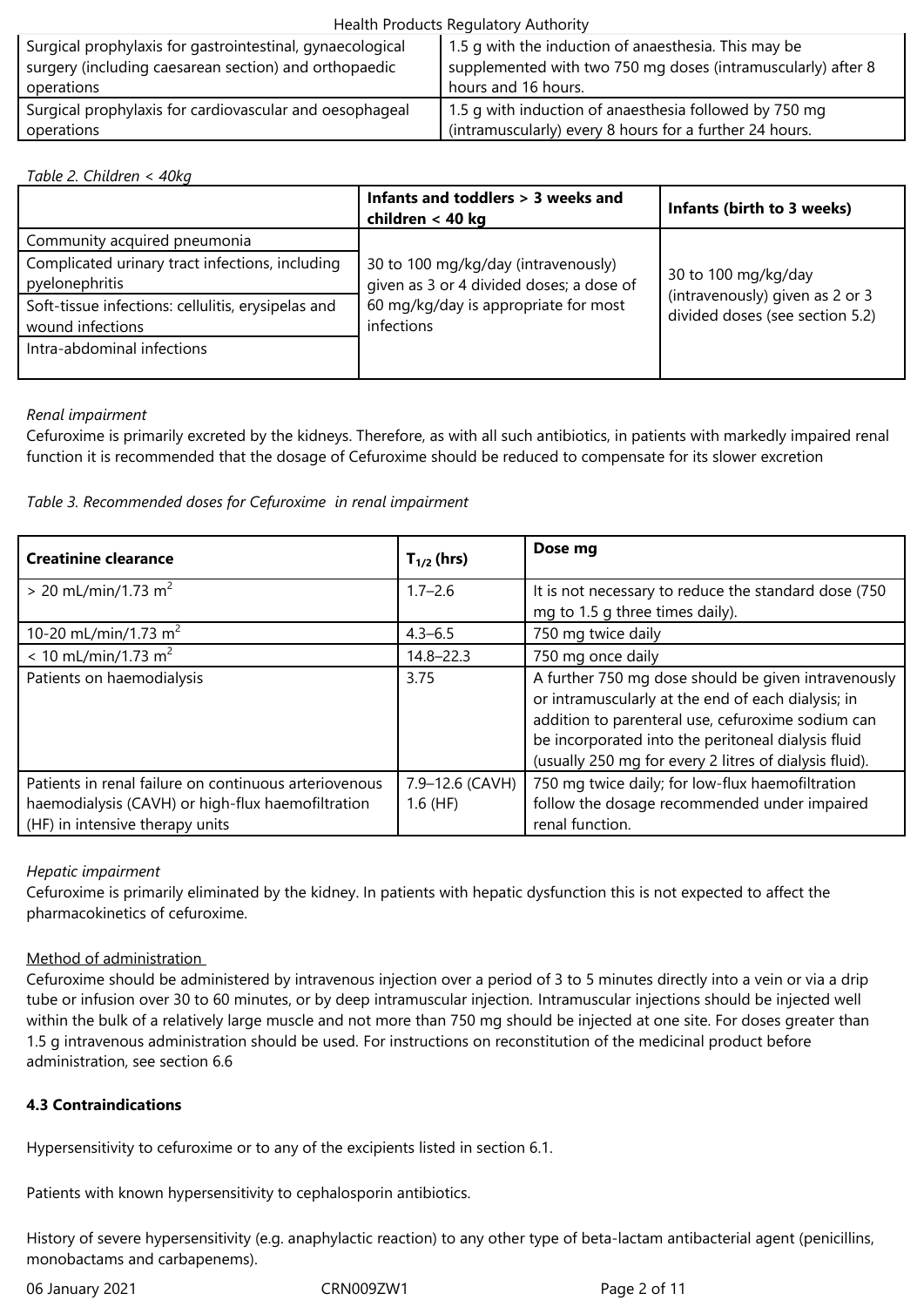| | |
|---|---|
| Surgical prophylaxis for gastrointestinal, gynaecological surgery (including caesarean section) and orthopaedic operations | 1.5 g with the induction of anaesthesia. This may be supplemented with two 750 mg doses (intramuscularly) after 8 hours and 16 hours. |
| Surgical prophylaxis for cardiovascular and oesophageal operations | 1.5 g with induction of anaesthesia followed by 750 mg (intramuscularly) every 8 hours for a further 24 hours. |

*Table 2. Children < 40kg*

| | Infants and toddlers > 3 weeks and children < 40 kg | Infants (birth to 3 weeks) |
|---|---|---|
| Community acquired pneumonia | 30 to 100 mg/kg/day (intravenously) given as 3 or 4 divided doses; a dose of 60 mg/kg/day is appropriate for most infections | 30 to 100 mg/kg/day (intravenously) given as 2 or 3 divided doses (see section 5.2) |
| Complicated urinary tract infections, including pyelonephritis | | |
| Soft-tissue infections: cellulitis, erysipelas and wound infections | | |
| Intra-abdominal infections | | |

*Renal impairment*

Cefuroxime is primarily excreted by the kidneys. Therefore, as with all such antibiotics, in patients with markedly impaired renal function it is recommended that the dosage of Cefuroxime should be reduced to compensate for its slower excretion

*Table 3. Recommended doses for Cefuroxime in renal impairment*

| Creatinine clearance | $T_{1/2}$ (hrs) | Dose mg |
|---|---|---|
| > 20 mL/min/1.73 $m^2$ | 1.7–2.6 | It is not necessary to reduce the standard dose (750 mg to 1.5 g three times daily). |
| 10-20 mL/min/1.73 $m^2$ | 4.3–6.5 | 750 mg twice daily |
| < 10 mL/min/1.73 $m^2$ | 14.8–22.3 | 750 mg once daily |
| Patients on haemodialysis | 3.75 | A further 750 mg dose should be given intravenously or intramuscularly at the end of each dialysis; in addition to parenteral use, cefuroxime sodium can be incorporated into the peritoneal dialysis fluid (usually 250 mg for every 2 litres of dialysis fluid). |
| Patients in renal failure on continuous arteriovenous haemodialysis (CAVH) or high-flux haemofiltration (HF) in intensive therapy units | 7.9–12.6 (CAVH) 1.6 (HF) | 750 mg twice daily; for low-flux haemofiltration follow the dosage recommended under impaired renal function. |

*Hepatic impairment*

Cefuroxime is primarily eliminated by the kidney. In patients with hepatic dysfunction this is not expected to affect the pharmacokinetics of cefuroxime.

Method of administration

Cefuroxime should be administered by intravenous injection over a period of 3 to 5 minutes directly into a vein or via a drip tube or infusion over 30 to 60 minutes, or by deep intramuscular injection. Intramuscular injections should be injected well within the bulk of a relatively large muscle and not more than 750 mg should be injected at one site. For doses greater than 1.5 g intravenous administration should be used. For instructions on reconstitution of the medicinal product before administration, see section 6.6

**4.3 Contraindications**

Hypersensitivity to cefuroxime or to any of the excipients listed in section 6.1.

Patients with known hypersensitivity to cephalosporin antibiotics.

History of severe hypersensitivity (e.g. anaphylactic reaction) to any other type of beta-lactam antibacterial agent (penicillins, monobactams and carbapenems).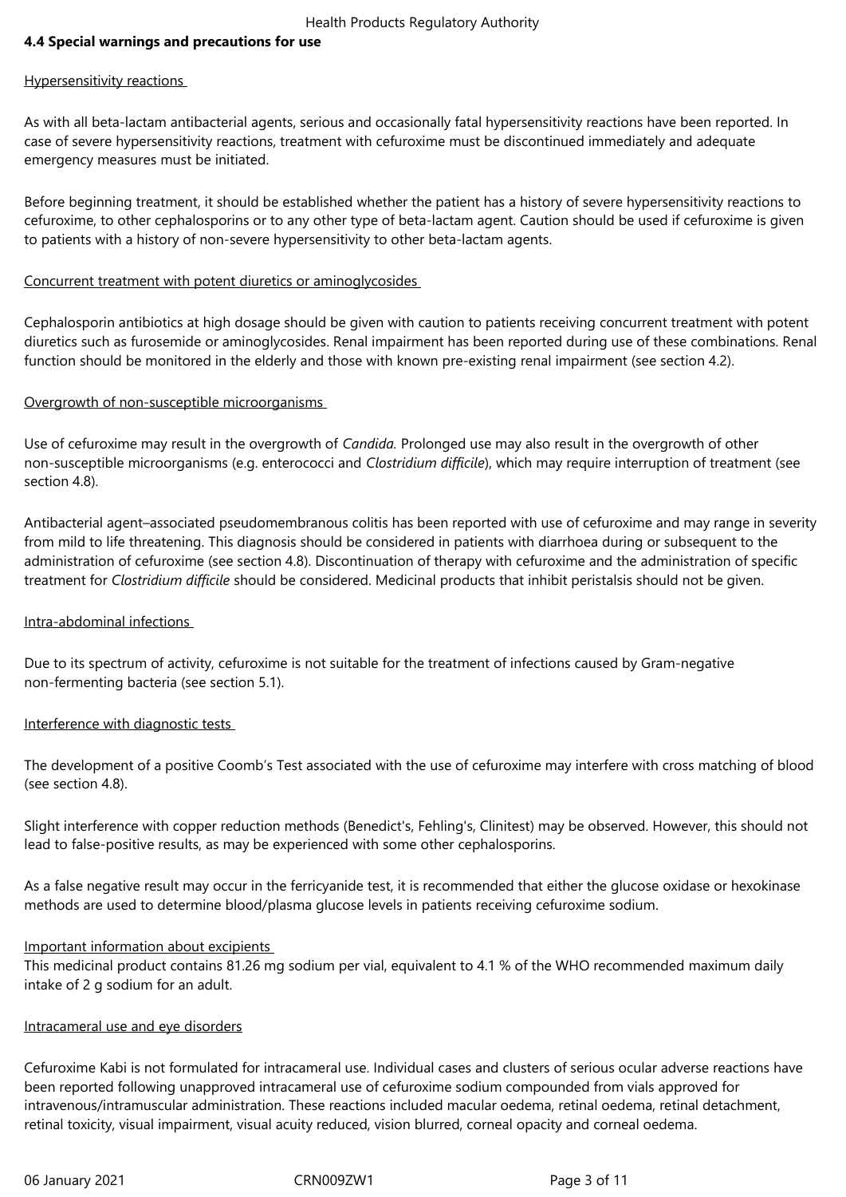## 4.4 Special warnings and precautions for use

Hypersensitivity reactions

As with all beta-lactam antibacterial agents, serious and occasionally fatal hypersensitivity reactions have been reported. In case of severe hypersensitivity reactions, treatment with cefuroxime must be discontinued immediately and adequate emergency measures must be initiated.

Before beginning treatment, it should be established whether the patient has a history of severe hypersensitivity reactions to cefuroxime, to other cephalosporins or to any other type of beta-lactam agent. Caution should be used if cefuroxime is given to patients with a history of non-severe hypersensitivity to other beta-lactam agents.

Concurrent treatment with potent diuretics or aminoglycosides

Cephalosporin antibiotics at high dosage should be given with caution to patients receiving concurrent treatment with potent diuretics such as furosemide or aminoglycosides. Renal impairment has been reported during use of these combinations. Renal function should be monitored in the elderly and those with known pre-existing renal impairment (see section 4.2).

Overgrowth of non-susceptible microorganisms

Use of cefuroxime may result in the overgrowth of *Candida.* Prolonged use may also result in the overgrowth of other non-susceptible microorganisms (e.g. enterococci and *Clostridium difficile*), which may require interruption of treatment (see section 4.8).

Antibacterial agent–associated pseudomembranous colitis has been reported with use of cefuroxime and may range in severity from mild to life threatening. This diagnosis should be considered in patients with diarrhoea during or subsequent to the administration of cefuroxime (see section 4.8). Discontinuation of therapy with cefuroxime and the administration of specific treatment for *Clostridium difficile* should be considered. Medicinal products that inhibit peristalsis should not be given.

Intra-abdominal infections

Due to its spectrum of activity, cefuroxime is not suitable for the treatment of infections caused by Gram-negative non-fermenting bacteria (see section 5.1).

Interference with diagnostic tests

The development of a positive Coomb's Test associated with the use of cefuroxime may interfere with cross matching of blood (see section 4.8).

Slight interference with copper reduction methods (Benedict's, Fehling's, Clinitest) may be observed. However, this should not lead to false-positive results, as may be experienced with some other cephalosporins.

As a false negative result may occur in the ferricyanide test, it is recommended that either the glucose oxidase or hexokinase methods are used to determine blood/plasma glucose levels in patients receiving cefuroxime sodium.

Important information about excipients

This medicinal product contains 81.26 mg sodium per vial, equivalent to 4.1 % of the WHO recommended maximum daily intake of 2 g sodium for an adult.

Intracameral use and eye disorders

Cefuroxime Kabi is not formulated for intracameral use. Individual cases and clusters of serious ocular adverse reactions have been reported following unapproved intracameral use of cefuroxime sodium compounded from vials approved for intravenous/intramuscular administration. These reactions included macular oedema, retinal oedema, retinal detachment, retinal toxicity, visual impairment, visual acuity reduced, vision blurred, corneal opacity and corneal oedema.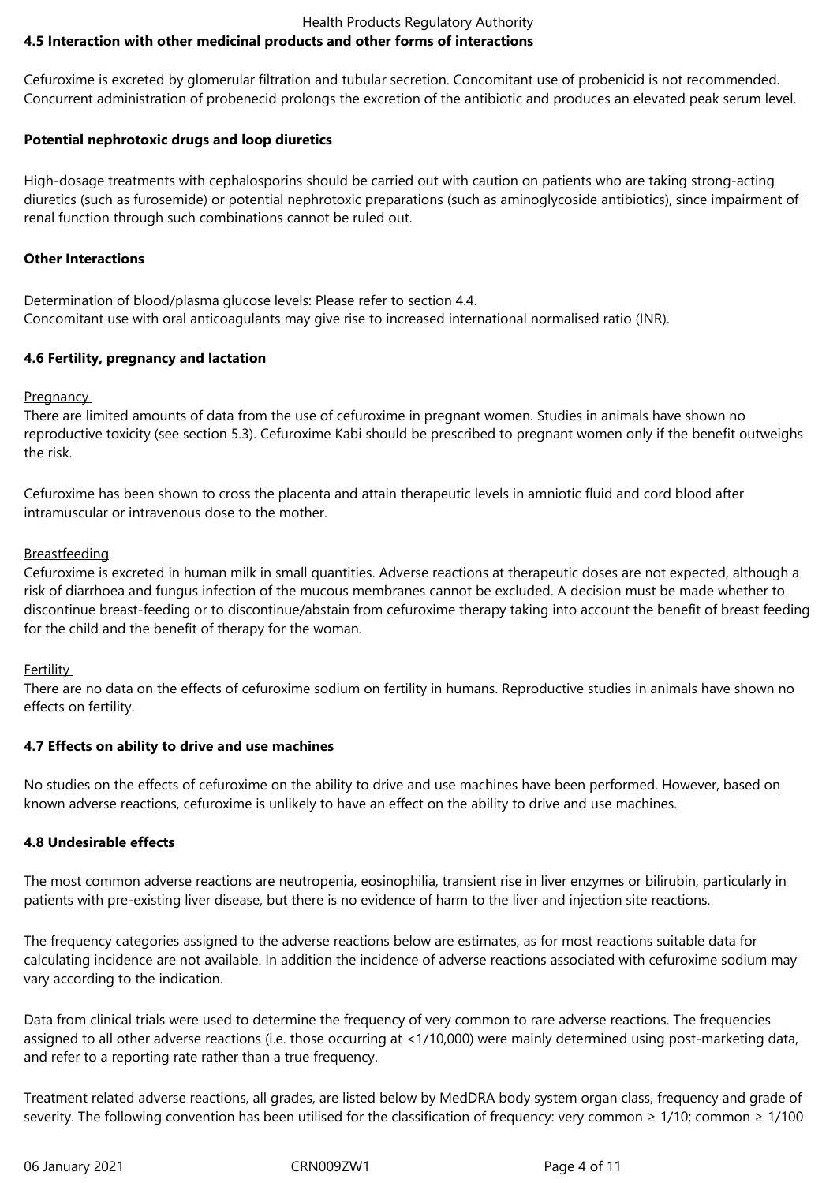#### 4.5 Interaction with other medicinal products and other forms of interactions

Cefuroxime is excreted by glomerular filtration and tubular secretion. Concomitant use of probenicid is not recommended. Concurrent administration of probenecid prolongs the excretion of the antibiotic and produces an elevated peak serum level.

**Potential nephrotoxic drugs and loop diuretics**

High-dosage treatments with cephalosporins should be carried out with caution on patients who are taking strong-acting diuretics (such as furosemide) or potential nephrotoxic preparations (such as aminoglycoside antibiotics), since impairment of renal function through such combinations cannot be ruled out.

**Other Interactions**

Determination of blood/plasma glucose levels: Please refer to section 4.4.
Concomitant use with oral anticoagulants may give rise to increased international normalised ratio (INR).

#### 4.6 Fertility, pregnancy and lactation

Pregnancy
There are limited amounts of data from the use of cefuroxime in pregnant women. Studies in animals have shown no reproductive toxicity (see section 5.3). Cefuroxime Kabi should be prescribed to pregnant women only if the benefit outweighs the risk.

Cefuroxime has been shown to cross the placenta and attain therapeutic levels in amniotic fluid and cord blood after intramuscular or intravenous dose to the mother.

Breastfeeding
Cefuroxime is excreted in human milk in small quantities. Adverse reactions at therapeutic doses are not expected, although a risk of diarrhoea and fungus infection of the mucous membranes cannot be excluded. A decision must be made whether to discontinue breast-feeding or to discontinue/abstain from cefuroxime therapy taking into account the benefit of breast feeding for the child and the benefit of therapy for the woman.

Fertility
There are no data on the effects of cefuroxime sodium on fertility in humans. Reproductive studies in animals have shown no effects on fertility.

#### 4.7 Effects on ability to drive and use machines

No studies on the effects of cefuroxime on the ability to drive and use machines have been performed. However, based on known adverse reactions, cefuroxime is unlikely to have an effect on the ability to drive and use machines.

#### 4.8 Undesirable effects

The most common adverse reactions are neutropenia, eosinophilia, transient rise in liver enzymes or bilirubin, particularly in patients with pre-existing liver disease, but there is no evidence of harm to the liver and injection site reactions.

The frequency categories assigned to the adverse reactions below are estimates, as for most reactions suitable data for calculating incidence are not available. In addition the incidence of adverse reactions associated with cefuroxime sodium may vary according to the indication.

Data from clinical trials were used to determine the frequency of very common to rare adverse reactions. The frequencies assigned to all other adverse reactions (i.e. those occurring at <1/10,000) were mainly determined using post-marketing data, and refer to a reporting rate rather than a true frequency.

Treatment related adverse reactions, all grades, are listed below by MedDRA body system organ class, frequency and grade of severity. The following convention has been utilised for the classification of frequency: very common ≥ 1/10; common ≥ 1/100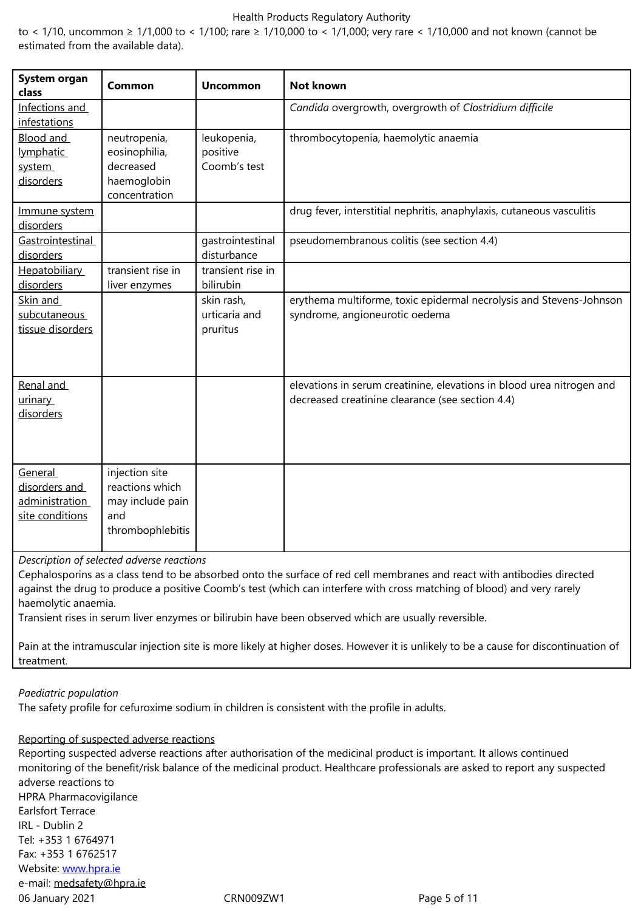to < 1/10, uncommon ≥ 1/1,000 to < 1/100; rare ≥ 1/10,000 to < 1/1,000; very rare < 1/10,000 and not known (cannot be estimated from the available data).

| System organ class | Common | Uncommon | Not known |
|---|---|---|---|
| Infections and infestations | | | *Candida* overgrowth, overgrowth of *Clostridium difficile* |
| Blood and lymphatic system disorders | neutropenia, eosinophilia, decreased haemoglobin concentration | leukopenia, positive Coomb's test | thrombocytopenia, haemolytic anaemia |
| Immune system disorders | | | drug fever, interstitial nephritis, anaphylaxis, cutaneous vasculitis |
| Gastrointestinal disorders | | gastrointestinal disturbance | pseudomembranous colitis (see section 4.4) |
| Hepatobiliary disorders | transient rise in liver enzymes | transient rise in bilirubin | |
| Skin and subcutaneous tissue disorders | | skin rash, urticaria and pruritus | erythema multiforme, toxic epidermal necrolysis and Stevens-Johnson syndrome, angioneurotic oedema |
| Renal and urinary disorders | | | elevations in serum creatinine, elevations in blood urea nitrogen and decreased creatinine clearance (see section 4.4) |
| General disorders and administration site conditions | injection site reactions which may include pain and thrombophlebitis | | |

*Description of selected adverse reactions*

Cephalosporins as a class tend to be absorbed onto the surface of red cell membranes and react with antibodies directed against the drug to produce a positive Coomb's test (which can interfere with cross matching of blood) and very rarely haemolytic anaemia.

Transient rises in serum liver enzymes or bilirubin have been observed which are usually reversible.

Pain at the intramuscular injection site is more likely at higher doses. However it is unlikely to be a cause for discontinuation of treatment.

*Paediatric population*

The safety profile for cefuroxime sodium in children is consistent with the profile in adults.

Reporting of suspected adverse reactions

Reporting suspected adverse reactions after authorisation of the medicinal product is important. It allows continued monitoring of the benefit/risk balance of the medicinal product. Healthcare professionals are asked to report any suspected adverse reactions to

HPRA Pharmacovigilance
Earlsfort Terrace
IRL - Dublin 2
Tel: +353 1 6764971
Fax: +353 1 6762517
Website: www.hpra.ie
e-mail: medsafety@hpra.ie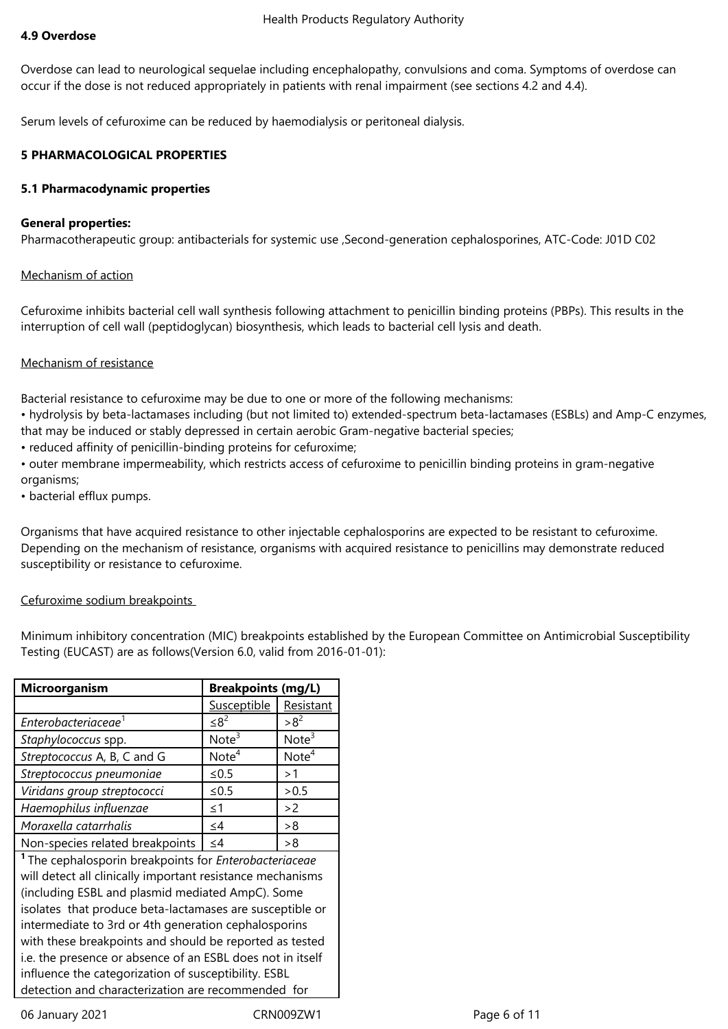**4.9 Overdose**

Overdose can lead to neurological sequelae including encephalopathy, convulsions and coma. Symptoms of overdose can occur if the dose is not reduced appropriately in patients with renal impairment (see sections 4.2 and 4.4).

Serum levels of cefuroxime can be reduced by haemodialysis or peritoneal dialysis.

**5 PHARMACOLOGICAL PROPERTIES**

**5.1 Pharmacodynamic properties**

**General properties:**
Pharmacotherapeutic group: antibacterials for systemic use ,Second-generation cephalosporines, ATC-Code: J01D C02

Mechanism of action

Cefuroxime inhibits bacterial cell wall synthesis following attachment to penicillin binding proteins (PBPs). This results in the interruption of cell wall (peptidoglycan) biosynthesis, which leads to bacterial cell lysis and death.

Mechanism of resistance

Bacterial resistance to cefuroxime may be due to one or more of the following mechanisms:

- hydrolysis by beta-lactamases including (but not limited to) extended-spectrum beta-lactamases (ESBLs) and Amp-C enzymes, that may be induced or stably depressed in certain aerobic Gram-negative bacterial species;
- reduced affinity of penicillin-binding proteins for cefuroxime;
- outer membrane impermeability, which restricts access of cefuroxime to penicillin binding proteins in gram-negative organisms;
- bacterial efflux pumps.

Organisms that have acquired resistance to other injectable cephalosporins are expected to be resistant to cefuroxime. Depending on the mechanism of resistance, organisms with acquired resistance to penicillins may demonstrate reduced susceptibility or resistance to cefuroxime.

Cefuroxime sodium breakpoints

Minimum inhibitory concentration (MIC) breakpoints established by the European Committee on Antimicrobial Susceptibility Testing (EUCAST) are as follows(Version 6.0, valid from 2016-01-01):

| **Microorganism** | **Breakpoints (mg/L)** | |
|---|---|---|
| | Susceptible | Resistant |
| *Enterobacteriaceae*[1] | ≤8[2] | >8[2] |
| *Staphylococcus* spp. | Note[3] | Note[3] |
| *Streptococcus* A, B, C and G | Note[4] | Note[4] |
| *Streptococcus pneumoniae* | ≤0.5 | >1 |
| *Viridans group streptococci* | ≤0.5 | >0.5 |
| *Haemophilus influenzae* | ≤1 | >2 |
| *Moraxella catarrhalis* | ≤4 | >8 |
| Non-species related breakpoints | ≤4 | >8 |

[1] The cephalosporin breakpoints for *Enterobacteriaceae* will detect all clinically important resistance mechanisms (including ESBL and plasmid mediated AmpC). Some isolates that produce beta-lactamases are susceptible or intermediate to 3rd or 4th generation cephalosporins with these breakpoints and should be reported as tested i.e. the presence or absence of an ESBL does not in itself influence the categorization of susceptibility. ESBL detection and characterization are recommended for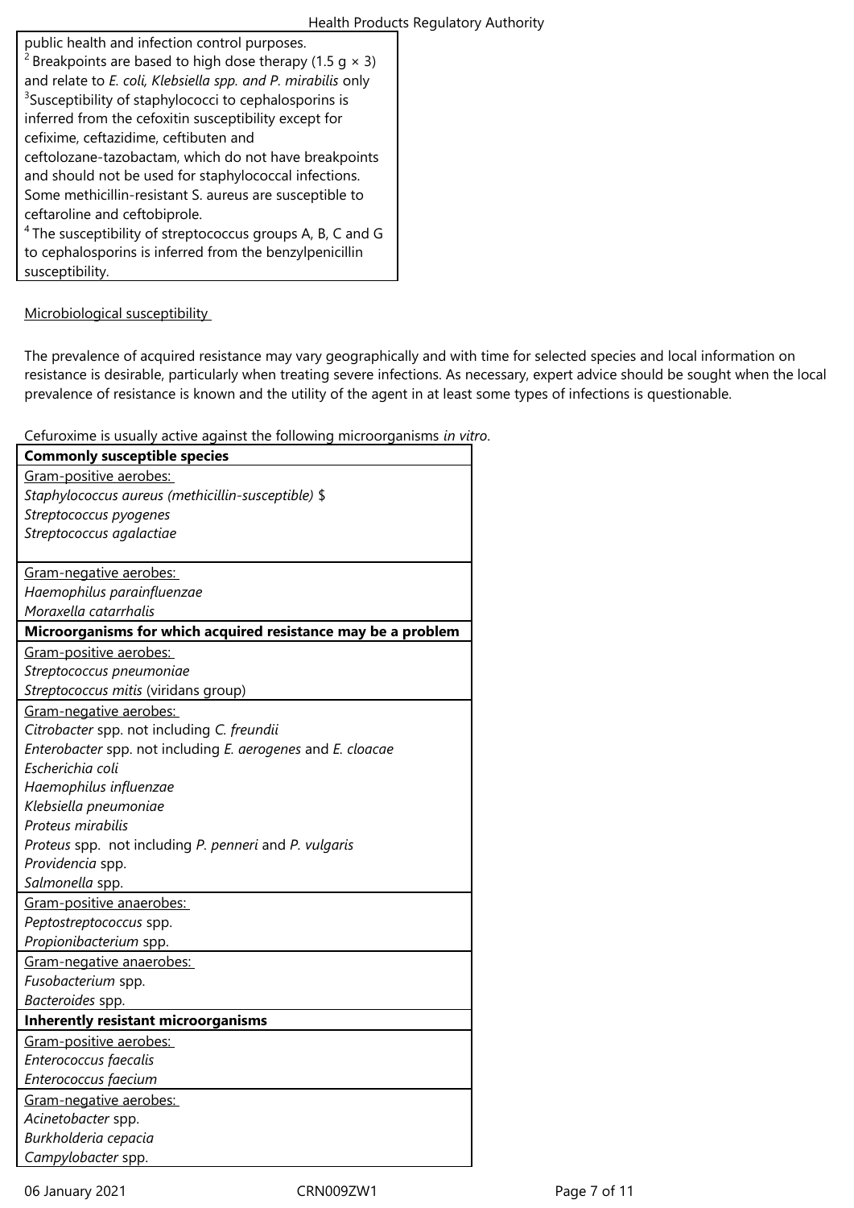public health and infection control purposes.
[2] Breakpoints are based to high dose therapy (1.5 g × 3) and relate to *E. coli, Klebsiella spp. and P. mirabilis* only
[3]Susceptibility of staphylococci to cephalosporins is inferred from the cefoxitin susceptibility except for cefixime, ceftazidime, ceftibuten and ceftolozane-tazobactam, which do not have breakpoints and should not be used for staphylococcal infections. Some methicillin-resistant S. aureus are susceptible to ceftaroline and ceftobiprole.
[4] The susceptibility of streptococcus groups A, B, C and G to cephalosporins is inferred from the benzylpenicillin susceptibility.

Microbiological susceptibility

The prevalence of acquired resistance may vary geographically and with time for selected species and local information on resistance is desirable, particularly when treating severe infections. As necessary, expert advice should be sought when the local prevalence of resistance is known and the utility of the agent in at least some types of infections is questionable.

Cefuroxime is usually active against the following microorganisms *in vitro*.

| **Commonly susceptible species** |
|---|
| Gram-positive aerobes: |
| *Staphylococcus aureus (methicillin-susceptible)* $ |
| *Streptococcus pyogenes* |
| *Streptococcus agalactiae* |
| Gram-negative aerobes: |
| *Haemophilus parainfluenzae* |
| *Moraxella catarrhalis* |
| **Microorganisms for which acquired resistance may be a problem** |
| Gram-positive aerobes: |
| *Streptococcus pneumoniae* |
| *Streptococcus mitis* (viridans group) |
| Gram-negative aerobes: |
| *Citrobacter* spp. not including *C. freundii* |
| *Enterobacter* spp. not including *E. aerogenes* and *E. cloacae* |
| *Escherichia coli* |
| *Haemophilus influenzae* |
| *Klebsiella pneumoniae* |
| *Proteus mirabilis* |
| *Proteus* spp. not including *P. penneri* and *P. vulgaris* |
| *Providencia* spp. |
| *Salmonella* spp. |
| Gram-positive anaerobes: |
| *Peptostreptococcus* spp. |
| *Propionibacterium* spp. |
| Gram-negative anaerobes: |
| *Fusobacterium* spp. |
| *Bacteroides* spp. |
| **Inherently resistant microorganisms** |
| Gram-positive aerobes: |
| *Enterococcus faecalis* |
| *Enterococcus faecium* |
| Gram-negative aerobes: |
| *Acinetobacter* spp. |
| *Burkholderia cepacia* |
| *Campylobacter* spp. |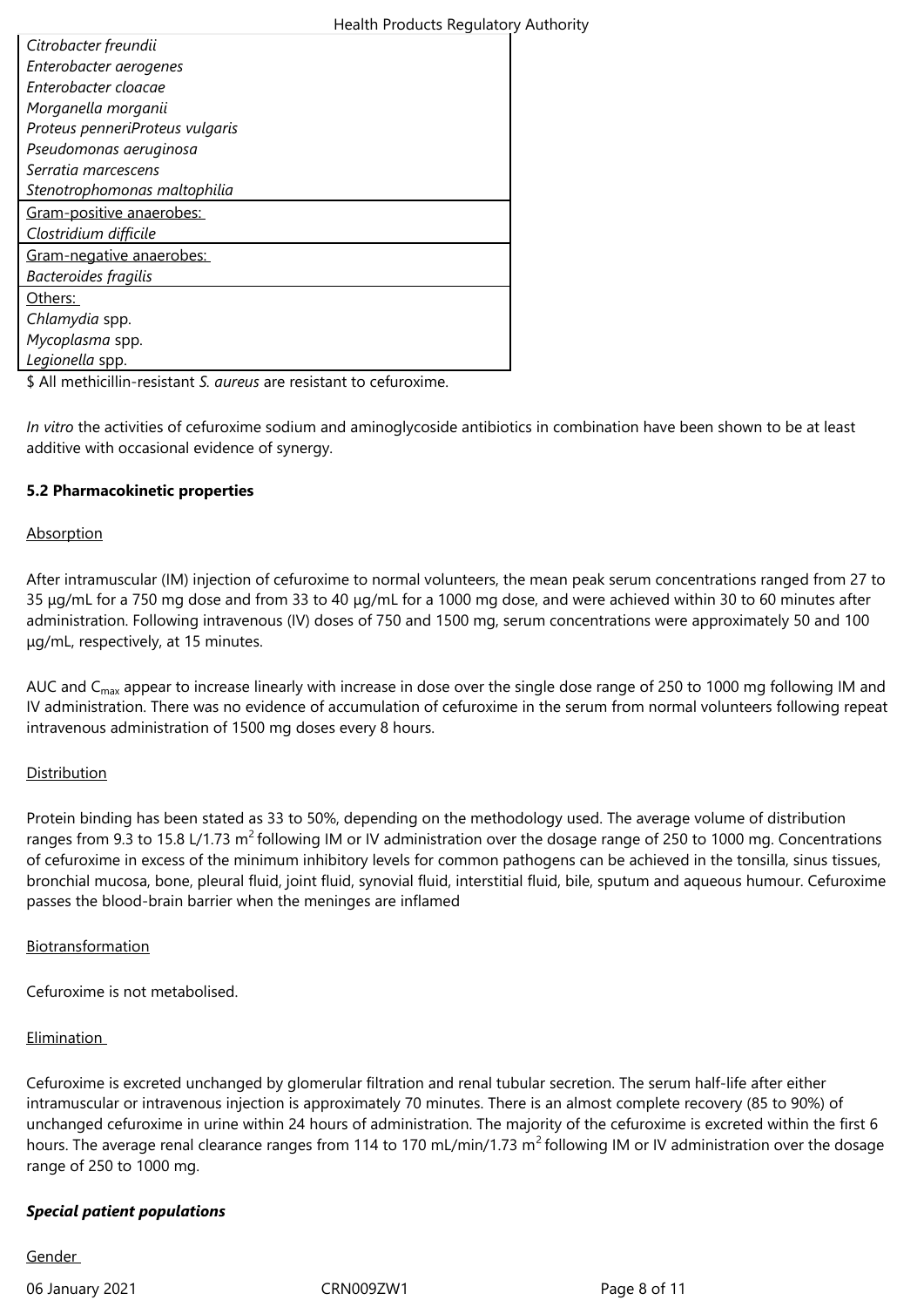| |
|---|
| *Citrobacter freundii* |
| *Enterobacter aerogenes* |
| *Enterobacter cloacae* |
| *Morganella morganii* |
| *Proteus penneriProteus vulgaris* |
| *Pseudomonas aeruginosa* |
| *Serratia marcescens* |
| *Stenotrophomonas maltophilia* |
| Gram-positive anaerobes: |
| *Clostridium difficile* |
| Gram-negative anaerobes: |
| *Bacteroides fragilis* |
| Others: |
| *Chlamydia* spp. |
| *Mycoplasma* spp. |
| *Legionella* spp. |

$ All methicillin-resistant *S. aureus* are resistant to cefuroxime.

*In vitro* the activities of cefuroxime sodium and aminoglycoside antibiotics in combination have been shown to be at least additive with occasional evidence of synergy.

**5.2 Pharmacokinetic properties**

Absorption

After intramuscular (IM) injection of cefuroxime to normal volunteers, the mean peak serum concentrations ranged from 27 to 35 µg/mL for a 750 mg dose and from 33 to 40 µg/mL for a 1000 mg dose, and were achieved within 30 to 60 minutes after administration. Following intravenous (IV) doses of 750 and 1500 mg, serum concentrations were approximately 50 and 100 µg/mL, respectively, at 15 minutes.

AUC and $C_{max}$ appear to increase linearly with increase in dose over the single dose range of 250 to 1000 mg following IM and IV administration. There was no evidence of accumulation of cefuroxime in the serum from normal volunteers following repeat intravenous administration of 1500 mg doses every 8 hours.

Distribution

Protein binding has been stated as 33 to 50%, depending on the methodology used. The average volume of distribution ranges from 9.3 to 15.8 L/1.73 $m^2$ following IM or IV administration over the dosage range of 250 to 1000 mg. Concentrations of cefuroxime in excess of the minimum inhibitory levels for common pathogens can be achieved in the tonsilla, sinus tissues, bronchial mucosa, bone, pleural fluid, joint fluid, synovial fluid, interstitial fluid, bile, sputum and aqueous humour. Cefuroxime passes the blood-brain barrier when the meninges are inflamed

Biotransformation

Cefuroxime is not metabolised.

Elimination

Cefuroxime is excreted unchanged by glomerular filtration and renal tubular secretion. The serum half-life after either intramuscular or intravenous injection is approximately 70 minutes. There is an almost complete recovery (85 to 90%) of unchanged cefuroxime in urine within 24 hours of administration. The majority of the cefuroxime is excreted within the first 6 hours. The average renal clearance ranges from 114 to 170 mL/min/1.73 $m^2$ following IM or IV administration over the dosage range of 250 to 1000 mg.

***Special patient populations***

Gender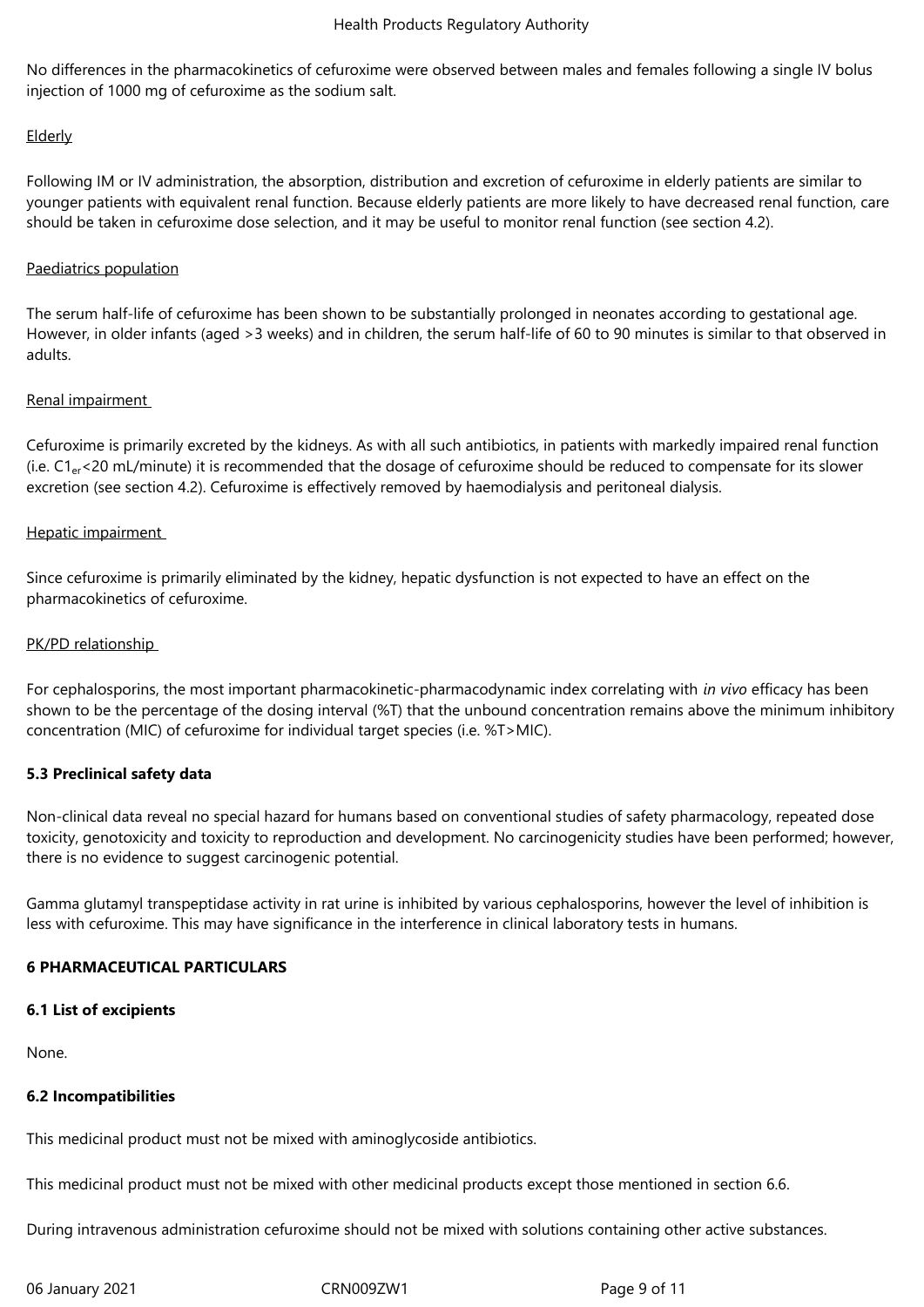No differences in the pharmacokinetics of cefuroxime were observed between males and females following a single IV bolus injection of 1000 mg of cefuroxime as the sodium salt.

Elderly

Following IM or IV administration, the absorption, distribution and excretion of cefuroxime in elderly patients are similar to younger patients with equivalent renal function. Because elderly patients are more likely to have decreased renal function, care should be taken in cefuroxime dose selection, and it may be useful to monitor renal function (see section 4.2).

Paediatrics population

The serum half-life of cefuroxime has been shown to be substantially prolonged in neonates according to gestational age. However, in older infants (aged >3 weeks) and in children, the serum half-life of 60 to 90 minutes is similar to that observed in adults.

Renal impairment

Cefuroxime is primarily excreted by the kidneys. As with all such antibiotics, in patients with markedly impaired renal function (i.e. $C1_{er}$<20 mL/minute) it is recommended that the dosage of cefuroxime should be reduced to compensate for its slower excretion (see section 4.2). Cefuroxime is effectively removed by haemodialysis and peritoneal dialysis.

Hepatic impairment

Since cefuroxime is primarily eliminated by the kidney, hepatic dysfunction is not expected to have an effect on the pharmacokinetics of cefuroxime.

PK/PD relationship

For cephalosporins, the most important pharmacokinetic-pharmacodynamic index correlating with *in vivo* efficacy has been shown to be the percentage of the dosing interval (%T) that the unbound concentration remains above the minimum inhibitory concentration (MIC) of cefuroxime for individual target species (i.e. %T>MIC).

**5.3 Preclinical safety data**

Non-clinical data reveal no special hazard for humans based on conventional studies of safety pharmacology, repeated dose toxicity, genotoxicity and toxicity to reproduction and development. No carcinogenicity studies have been performed; however, there is no evidence to suggest carcinogenic potential.

Gamma glutamyl transpeptidase activity in rat urine is inhibited by various cephalosporins, however the level of inhibition is less with cefuroxime. This may have significance in the interference in clinical laboratory tests in humans.

**6 PHARMACEUTICAL PARTICULARS**

**6.1 List of excipients**

None.

**6.2 Incompatibilities**

This medicinal product must not be mixed with aminoglycoside antibiotics.

This medicinal product must not be mixed with other medicinal products except those mentioned in section 6.6.

During intravenous administration cefuroxime should not be mixed with solutions containing other active substances.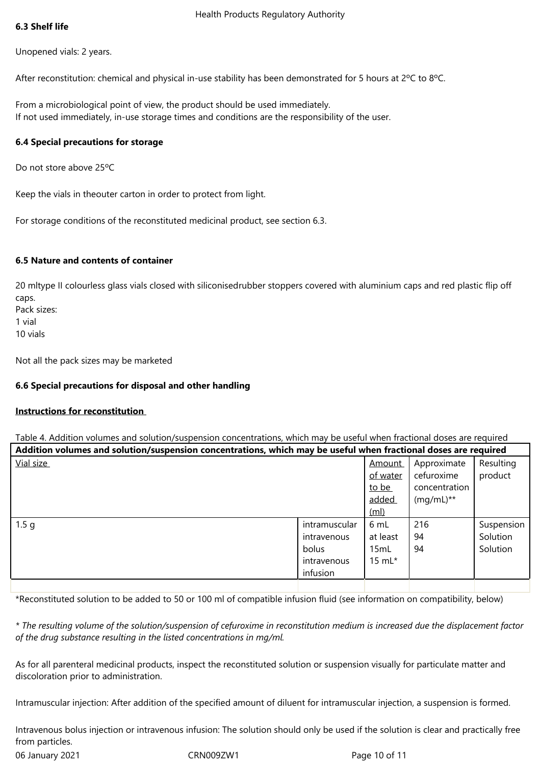### 6.3 Shelf life

Unopened vials: 2 years.

After reconstitution: chemical and physical in-use stability has been demonstrated for 5 hours at 2ºC to 8ºC.

From a microbiological point of view, the product should be used immediately.
If not used immediately, in-use storage times and conditions are the responsibility of the user.

### 6.4 Special precautions for storage

Do not store above 25ºC

Keep the vials in theouter carton in order to protect from light.

For storage conditions of the reconstituted medicinal product, see section 6.3.

### 6.5 Nature and contents of container

20 mltype II colourless glass vials closed with siliconisedrubber stoppers covered with aluminium caps and red plastic flip off caps.
Pack sizes:
1 vial
10 vials

Not all the pack sizes may be marketed

### 6.6 Special precautions for disposal and other handling

**Instructions for reconstitution**

Table 4. Addition volumes and solution/suspension concentrations, which may be useful when fractional doses are required

| **Addition volumes and solution/suspension concentrations, which may be useful when fractional doses are required** | | | | |
|---|---|---|---|---|
| Vial size | | Amount of water to be added (ml) | Approximate cefuroxime concentration (mg/mL)** | Resulting product |
| 1.5 g | intramuscular<br>intravenous bolus<br>intravenous infusion | 6 mL<br>at least 15mL<br>15 mL* | 216<br>94<br>94 | Suspension<br>Solution<br>Solution |
| | | | | |

*Reconstituted solution to be added to 50 or 100 ml of compatible infusion fluid (see information on compatibility, below)

*\* The resulting volume of the solution/suspension of cefuroxime in reconstitution medium is increased due the displacement factor of the drug substance resulting in the listed concentrations in mg/ml.*

As for all parenteral medicinal products, inspect the reconstituted solution or suspension visually for particulate matter and discoloration prior to administration.

Intramuscular injection: After addition of the specified amount of diluent for intramuscular injection, a suspension is formed.

Intravenous bolus injection or intravenous infusion: The solution should only be used if the solution is clear and practically free from particles.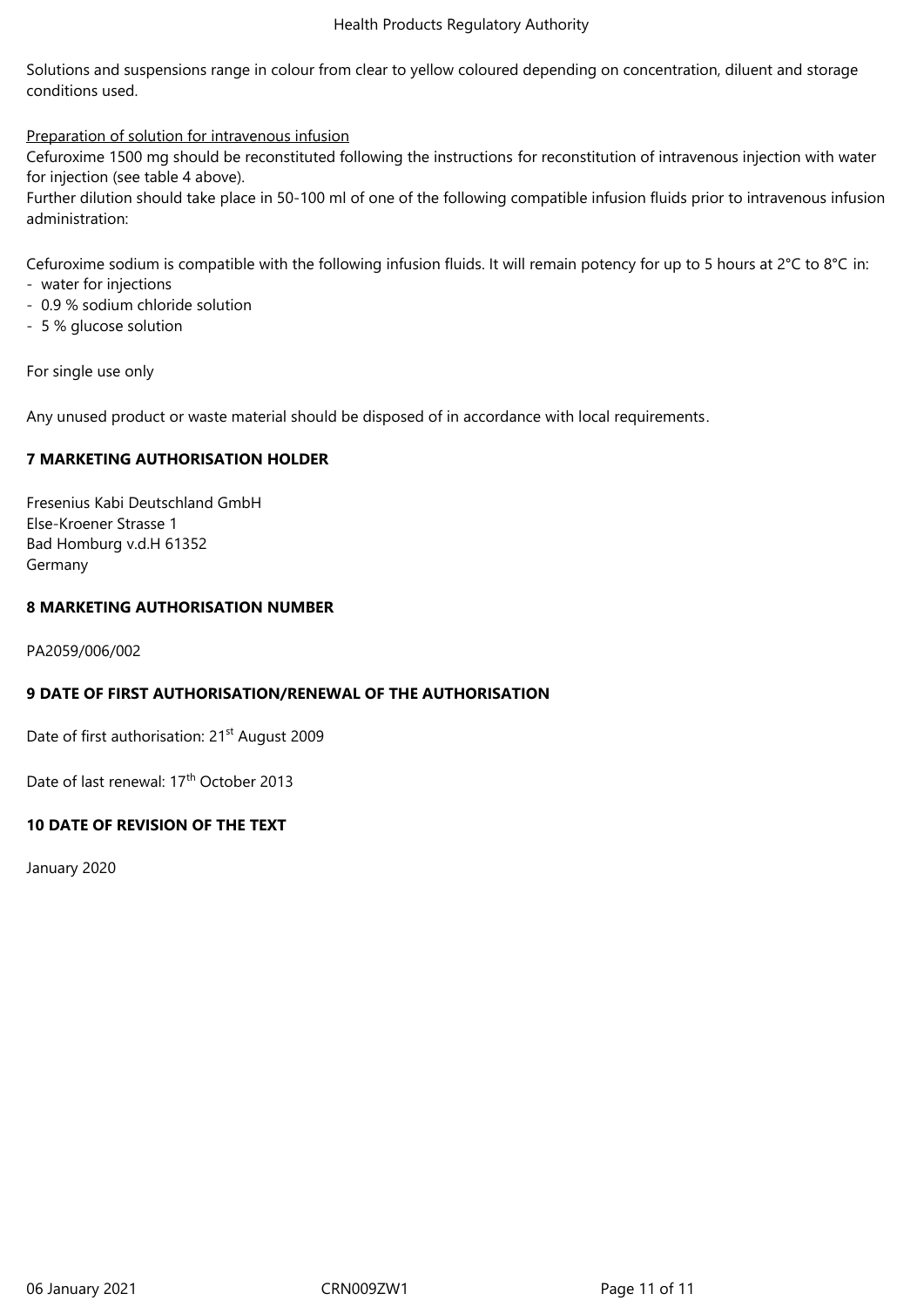Solutions and suspensions range in colour from clear to yellow coloured depending on concentration, diluent and storage conditions used.

Preparation of solution for intravenous infusion

Cefuroxime 1500 mg should be reconstituted following the instructions for reconstitution of intravenous injection with water for injection (see table 4 above).

Further dilution should take place in 50-100 ml of one of the following compatible infusion fluids prior to intravenous infusion administration:

Cefuroxime sodium is compatible with the following infusion fluids. It will remain potency for up to 5 hours at 2°C to 8°C in:

- water for injections
- 0.9 % sodium chloride solution
- 5 % glucose solution

For single use only

Any unused product or waste material should be disposed of in accordance with local requirements.

## 7 MARKETING AUTHORISATION HOLDER

Fresenius Kabi Deutschland GmbH
Else-Kroener Strasse 1
Bad Homburg v.d.H 61352
Germany

## 8 MARKETING AUTHORISATION NUMBER

PA2059/006/002

## 9 DATE OF FIRST AUTHORISATION/RENEWAL OF THE AUTHORISATION

Date of first authorisation: 21st August 2009

Date of last renewal: 17th October 2013

## 10 DATE OF REVISION OF THE TEXT

January 2020